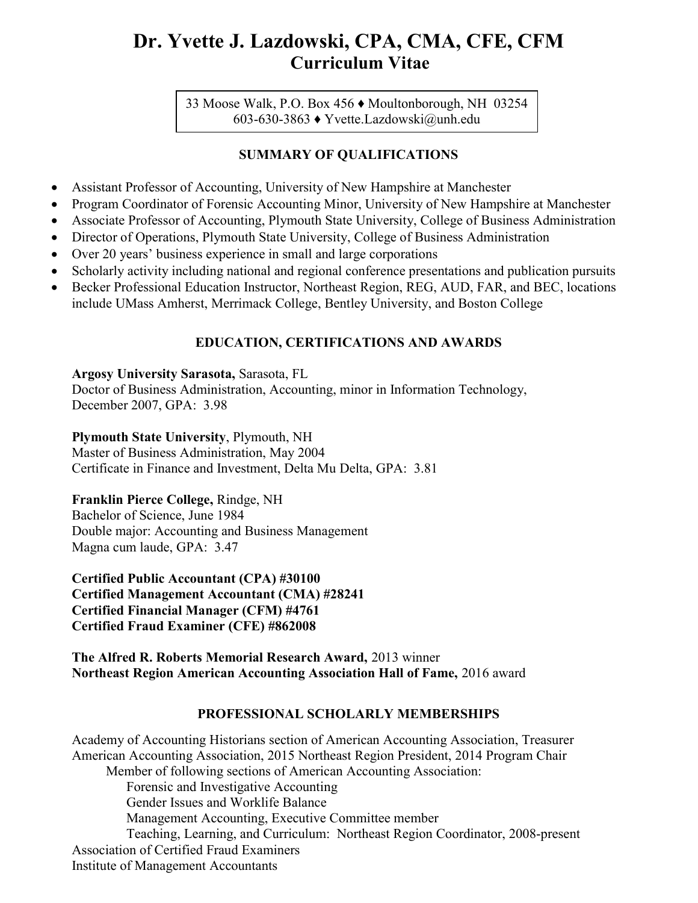# Dr. Yvette J. Lazdowski, CPA, CMA, CFE, CFM
## Curriculum Vitae

33 Moose Walk, P.O. Box 456 ♦ Moultonborough, NH 03254
603-630-3863 ♦ Yvette.Lazdowski@unh.edu

### SUMMARY OF QUALIFICATIONS

- Assistant Professor of Accounting, University of New Hampshire at Manchester
- Program Coordinator of Forensic Accounting Minor, University of New Hampshire at Manchester
- Associate Professor of Accounting, Plymouth State University, College of Business Administration
- Director of Operations, Plymouth State University, College of Business Administration
- Over 20 years' business experience in small and large corporations
- Scholarly activity including national and regional conference presentations and publication pursuits
- Becker Professional Education Instructor, Northeast Region, REG, AUD, FAR, and BEC, locations include UMass Amherst, Merrimack College, Bentley University, and Boston College

### EDUCATION, CERTIFICATIONS AND AWARDS

**Argosy University Sarasota,** Sarasota, FL
Doctor of Business Administration, Accounting, minor in Information Technology, December 2007, GPA: 3.98

**Plymouth State University**, Plymouth, NH
Master of Business Administration, May 2004
Certificate in Finance and Investment, Delta Mu Delta, GPA: 3.81

**Franklin Pierce College,** Rindge, NH
Bachelor of Science, June 1984
Double major: Accounting and Business Management
Magna cum laude, GPA: 3.47

**Certified Public Accountant (CPA) #30100**
**Certified Management Accountant (CMA) #28241**
**Certified Financial Manager (CFM) #4761**
**Certified Fraud Examiner (CFE) #862008**

**The Alfred R. Roberts Memorial Research Award,** 2013 winner
**Northeast Region American Accounting Association Hall of Fame,** 2016 award

### PROFESSIONAL SCHOLARLY MEMBERSHIPS

Academy of Accounting Historians section of American Accounting Association, Treasurer
American Accounting Association, 2015 Northeast Region President, 2014 Program Chair
- Member of following sections of American Accounting Association:
  - Forensic and Investigative Accounting
  - Gender Issues and Worklife Balance
  - Management Accounting, Executive Committee member
  - Teaching, Learning, and Curriculum: Northeast Region Coordinator, 2008-present

Association of Certified Fraud Examiners
Institute of Management Accountants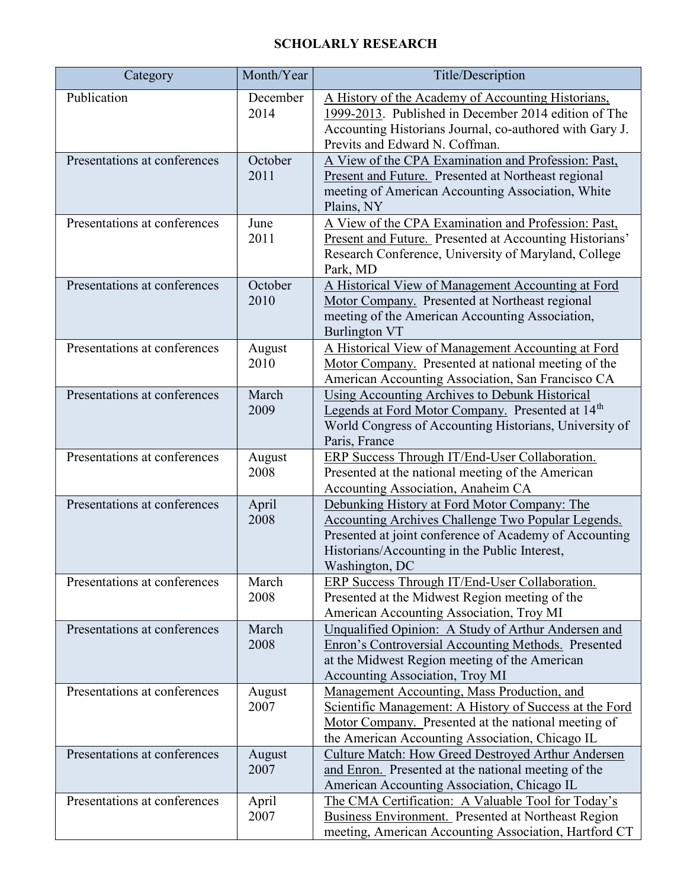# SCHOLARLY RESEARCH

| Category | Month/Year | Title/Description |
|---|---|---|
| Publication | December 2014 | A History of the Academy of Accounting Historians, 1999-2013. Published in December 2014 edition of The Accounting Historians Journal, co-authored with Gary J. Previts and Edward N. Coffman. |
| Presentations at conferences | October 2011 | A View of the CPA Examination and Profession: Past, Present and Future. Presented at Northeast regional meeting of American Accounting Association, White Plains, NY |
| Presentations at conferences | June 2011 | A View of the CPA Examination and Profession: Past, Present and Future. Presented at Accounting Historians' Research Conference, University of Maryland, College Park, MD |
| Presentations at conferences | October 2010 | A Historical View of Management Accounting at Ford Motor Company. Presented at Northeast regional meeting of the American Accounting Association, Burlington VT |
| Presentations at conferences | August 2010 | A Historical View of Management Accounting at Ford Motor Company. Presented at national meeting of the American Accounting Association, San Francisco CA |
| Presentations at conferences | March 2009 | Using Accounting Archives to Debunk Historical Legends at Ford Motor Company. Presented at 14th World Congress of Accounting Historians, University of Paris, France |
| Presentations at conferences | August 2008 | ERP Success Through IT/End-User Collaboration. Presented at the national meeting of the American Accounting Association, Anaheim CA |
| Presentations at conferences | April 2008 | Debunking History at Ford Motor Company: The Accounting Archives Challenge Two Popular Legends. Presented at joint conference of Academy of Accounting Historians/Accounting in the Public Interest, Washington, DC |
| Presentations at conferences | March 2008 | ERP Success Through IT/End-User Collaboration. Presented at the Midwest Region meeting of the American Accounting Association, Troy MI |
| Presentations at conferences | March 2008 | Unqualified Opinion: A Study of Arthur Andersen and Enron's Controversial Accounting Methods. Presented at the Midwest Region meeting of the American Accounting Association, Troy MI |
| Presentations at conferences | August 2007 | Management Accounting, Mass Production, and Scientific Management: A History of Success at the Ford Motor Company. Presented at the national meeting of the American Accounting Association, Chicago IL |
| Presentations at conferences | August 2007 | Culture Match: How Greed Destroyed Arthur Andersen and Enron. Presented at the national meeting of the American Accounting Association, Chicago IL |
| Presentations at conferences | April 2007 | The CMA Certification: A Valuable Tool for Today's Business Environment. Presented at Northeast Region meeting, American Accounting Association, Hartford CT |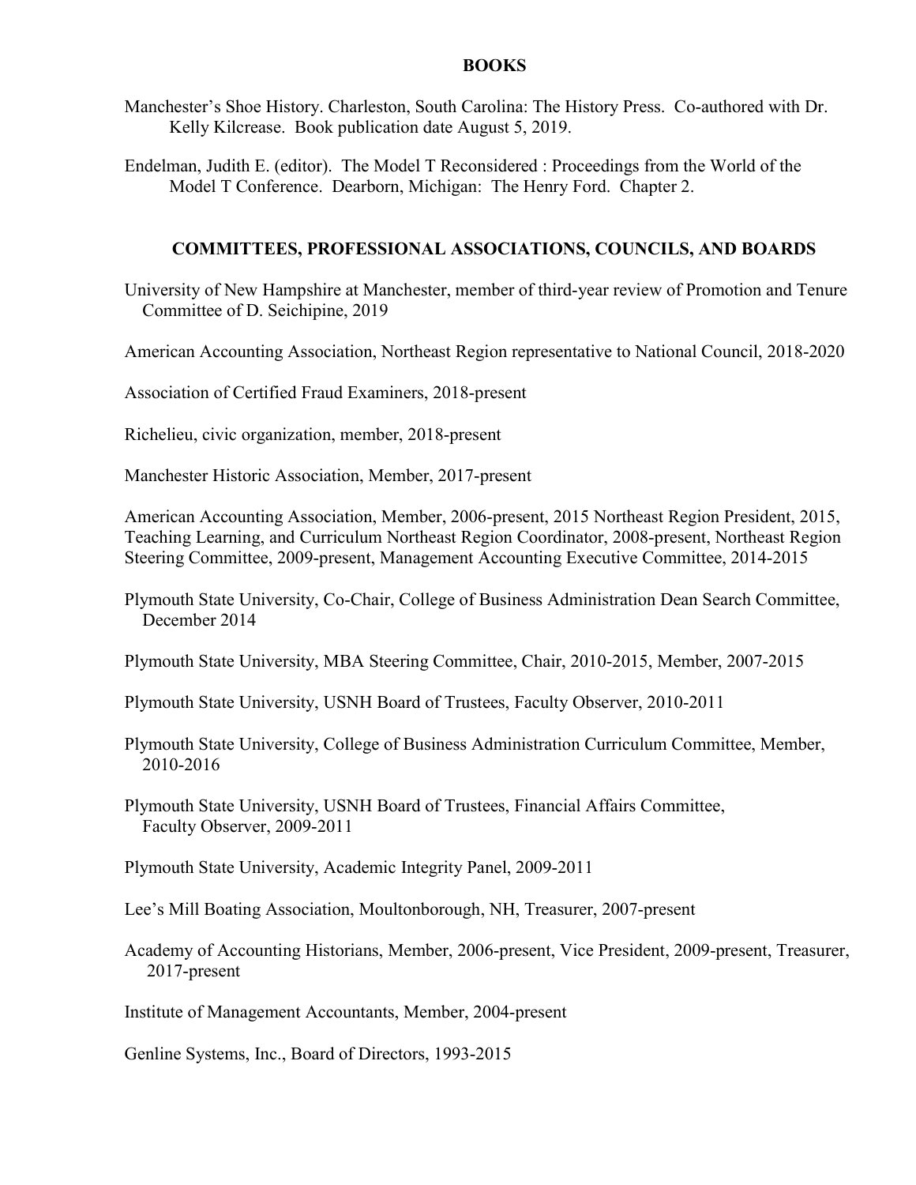## BOOKS

Manchester's Shoe History. Charleston, South Carolina: The History Press. Co-authored with Dr. Kelly Kilcrease. Book publication date August 5, 2019.

Endelman, Judith E. (editor). The Model T Reconsidered : Proceedings from the World of the Model T Conference. Dearborn, Michigan: The Henry Ford. Chapter 2.

## COMMITTEES, PROFESSIONAL ASSOCIATIONS, COUNCILS, AND BOARDS

University of New Hampshire at Manchester, member of third-year review of Promotion and Tenure Committee of D. Seichipine, 2019

American Accounting Association, Northeast Region representative to National Council, 2018-2020

Association of Certified Fraud Examiners, 2018-present

Richelieu, civic organization, member, 2018-present

Manchester Historic Association, Member, 2017-present

American Accounting Association, Member, 2006-present, 2015 Northeast Region President, 2015, Teaching Learning, and Curriculum Northeast Region Coordinator, 2008-present, Northeast Region Steering Committee, 2009-present, Management Accounting Executive Committee, 2014-2015

Plymouth State University, Co-Chair, College of Business Administration Dean Search Committee, December 2014

Plymouth State University, MBA Steering Committee, Chair, 2010-2015, Member, 2007-2015

Plymouth State University, USNH Board of Trustees, Faculty Observer, 2010-2011

Plymouth State University, College of Business Administration Curriculum Committee, Member, 2010-2016

Plymouth State University, USNH Board of Trustees, Financial Affairs Committee, Faculty Observer, 2009-2011

Plymouth State University, Academic Integrity Panel, 2009-2011

Lee's Mill Boating Association, Moultonborough, NH, Treasurer, 2007-present

Academy of Accounting Historians, Member, 2006-present, Vice President, 2009-present, Treasurer, 2017-present

Institute of Management Accountants, Member, 2004-present

Genline Systems, Inc., Board of Directors, 1993-2015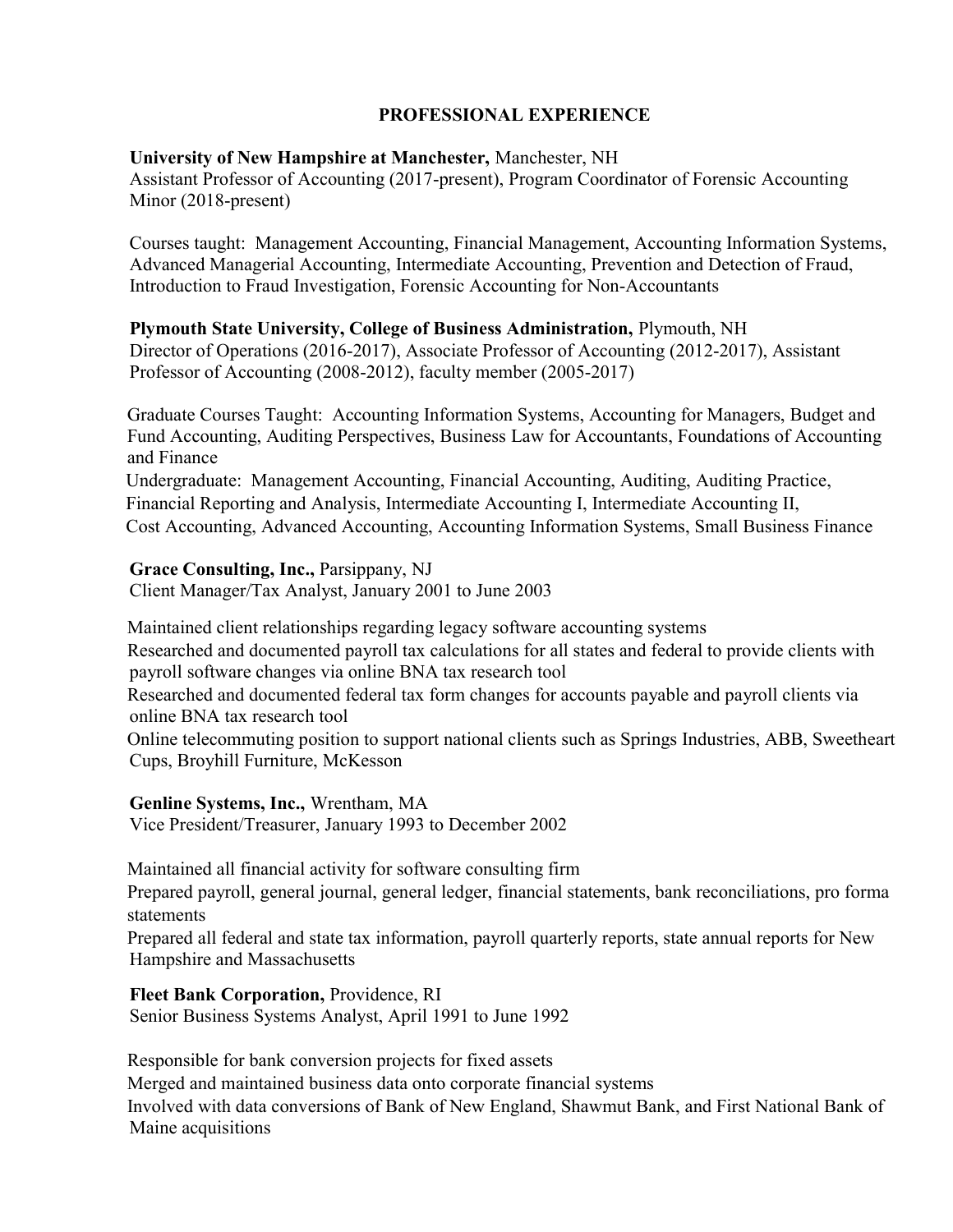## PROFESSIONAL EXPERIENCE

**University of New Hampshire at Manchester,** Manchester, NH
Assistant Professor of Accounting (2017-present), Program Coordinator of Forensic Accounting Minor (2018-present)

Courses taught: Management Accounting, Financial Management, Accounting Information Systems, Advanced Managerial Accounting, Intermediate Accounting, Prevention and Detection of Fraud, Introduction to Fraud Investigation, Forensic Accounting for Non-Accountants

**Plymouth State University, College of Business Administration,** Plymouth, NH
Director of Operations (2016-2017), Associate Professor of Accounting (2012-2017), Assistant Professor of Accounting (2008-2012), faculty member (2005-2017)

Graduate Courses Taught: Accounting Information Systems, Accounting for Managers, Budget and Fund Accounting, Auditing Perspectives, Business Law for Accountants, Foundations of Accounting and Finance
Undergraduate: Management Accounting, Financial Accounting, Auditing, Auditing Practice, Financial Reporting and Analysis, Intermediate Accounting I, Intermediate Accounting II, Cost Accounting, Advanced Accounting, Accounting Information Systems, Small Business Finance

**Grace Consulting, Inc.,** Parsippany, NJ
Client Manager/Tax Analyst, January 2001 to June 2003

Maintained client relationships regarding legacy software accounting systems
Researched and documented payroll tax calculations for all states and federal to provide clients with payroll software changes via online BNA tax research tool
Researched and documented federal tax form changes for accounts payable and payroll clients via online BNA tax research tool
Online telecommuting position to support national clients such as Springs Industries, ABB, Sweetheart Cups, Broyhill Furniture, McKesson

**Genline Systems, Inc.,** Wrentham, MA
Vice President/Treasurer, January 1993 to December 2002

Maintained all financial activity for software consulting firm
Prepared payroll, general journal, general ledger, financial statements, bank reconciliations, pro forma statements
Prepared all federal and state tax information, payroll quarterly reports, state annual reports for New Hampshire and Massachusetts

**Fleet Bank Corporation,** Providence, RI
Senior Business Systems Analyst, April 1991 to June 1992

Responsible for bank conversion projects for fixed assets
Merged and maintained business data onto corporate financial systems
Involved with data conversions of Bank of New England, Shawmut Bank, and First National Bank of Maine acquisitions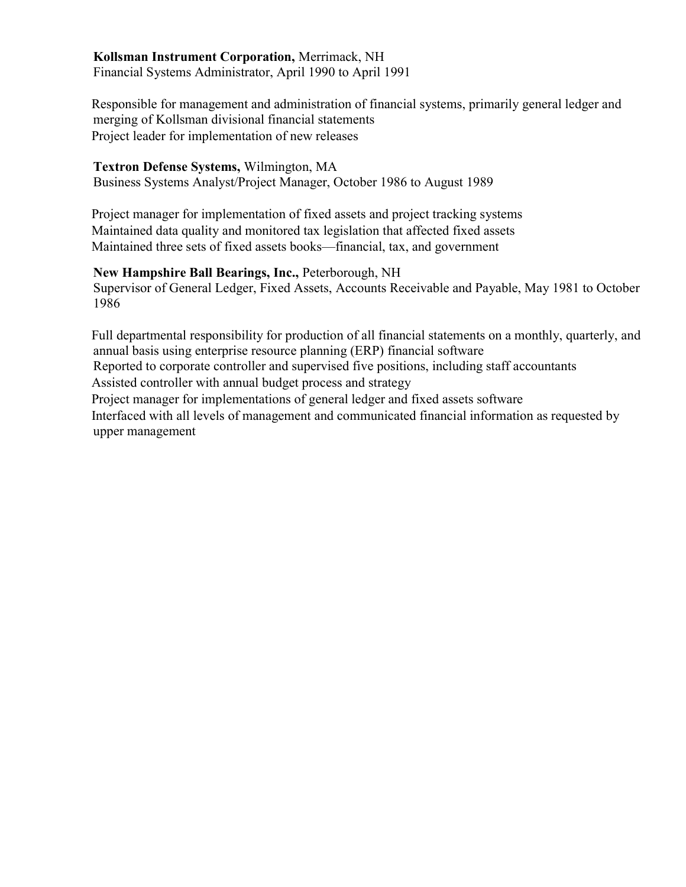**Kollsman Instrument Corporation,** Merrimack, NH
Financial Systems Administrator, April 1990 to April 1991

Responsible for management and administration of financial systems, primarily general ledger and merging of Kollsman divisional financial statements
Project leader for implementation of new releases

**Textron Defense Systems,** Wilmington, MA
Business Systems Analyst/Project Manager, October 1986 to August 1989

Project manager for implementation of fixed assets and project tracking systems
Maintained data quality and monitored tax legislation that affected fixed assets
Maintained three sets of fixed assets books—financial, tax, and government

**New Hampshire Ball Bearings, Inc.,** Peterborough, NH
Supervisor of General Ledger, Fixed Assets, Accounts Receivable and Payable, May 1981 to October 1986

Full departmental responsibility for production of all financial statements on a monthly, quarterly, and annual basis using enterprise resource planning (ERP) financial software
Reported to corporate controller and supervised five positions, including staff accountants
Assisted controller with annual budget process and strategy
Project manager for implementations of general ledger and fixed assets software
Interfaced with all levels of management and communicated financial information as requested by upper management